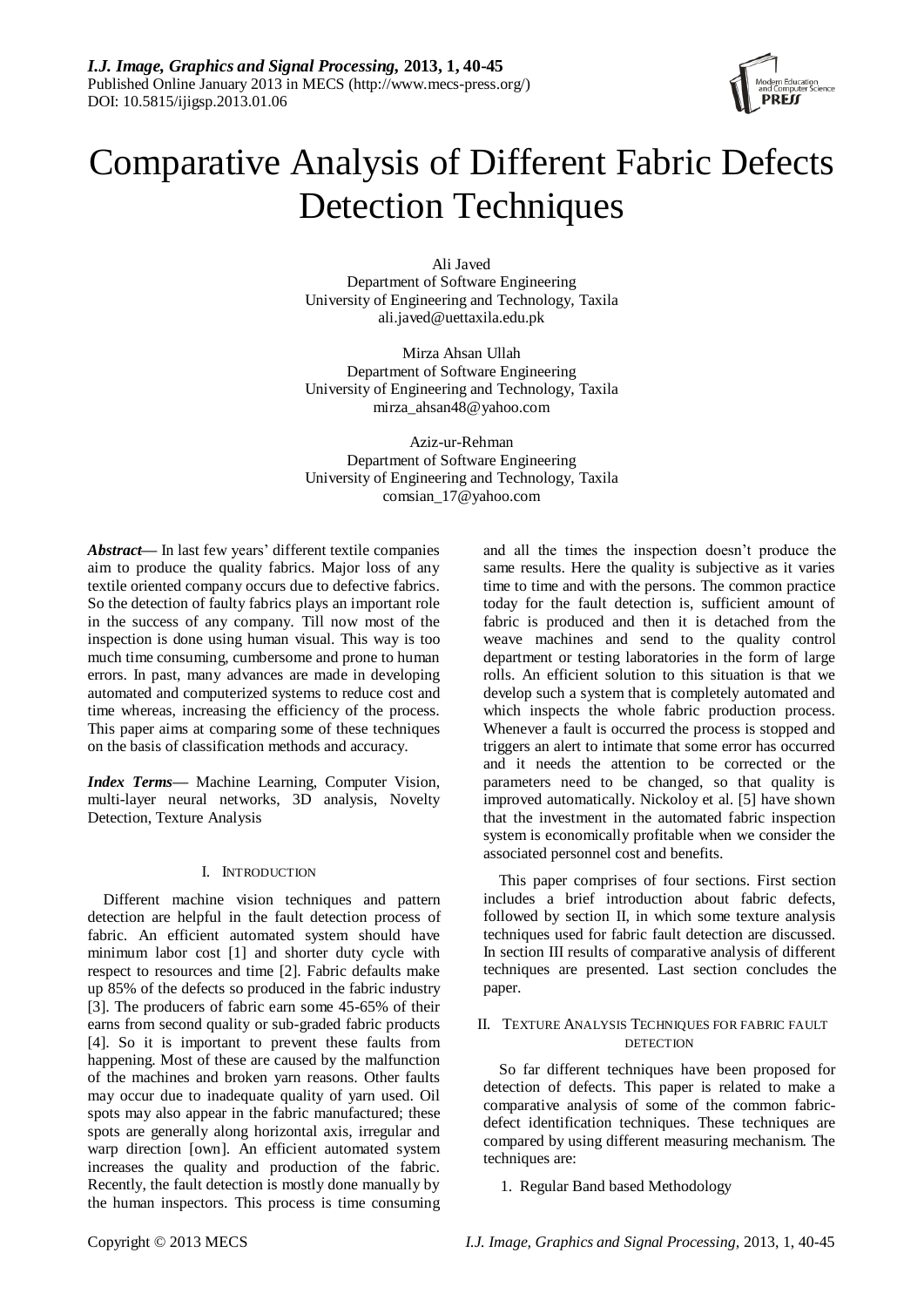# Comparative Analysis of Different Fabric Defects Detection Techniques

Ali Javed
Department of Software Engineering
University of Engineering and Technology, Taxila
ali.javed@uettaxila.edu.pk

Mirza Ahsan Ullah
Department of Software Engineering
University of Engineering and Technology, Taxila
mirza_ahsan48@yahoo.com

Aziz-ur-Rehman
Department of Software Engineering
University of Engineering and Technology, Taxila
comsian_17@yahoo.com

***Abstract*****—** In last few years' different textile companies aim to produce the quality fabrics. Major loss of any textile oriented company occurs due to defective fabrics. So the detection of faulty fabrics plays an important role in the success of any company. Till now most of the inspection is done using human visual. This way is too much time consuming, cumbersome and prone to human errors. In past, many advances are made in developing automated and computerized systems to reduce cost and time whereas, increasing the efficiency of the process. This paper aims at comparing some of these techniques on the basis of classification methods and accuracy.

***Index Terms*****—** Machine Learning, Computer Vision, multi-layer neural networks, 3D analysis, Novelty Detection, Texture Analysis

## I. Introduction

Different machine vision techniques and pattern detection are helpful in the fault detection process of fabric. An efficient automated system should have minimum labor cost [1] and shorter duty cycle with respect to resources and time [2]. Fabric defaults make up 85% of the defects so produced in the fabric industry [3]. The producers of fabric earn some 45-65% of their earns from second quality or sub-graded fabric products [4]. So it is important to prevent these faults from happening. Most of these are caused by the malfunction of the machines and broken yarn reasons. Other faults may occur due to inadequate quality of yarn used. Oil spots may also appear in the fabric manufactured; these spots are generally along horizontal axis, irregular and warp direction [own]. An efficient automated system increases the quality and production of the fabric. Recently, the fault detection is mostly done manually by the human inspectors. This process is time consuming and all the times the inspection doesn't produce the same results. Here the quality is subjective as it varies time to time and with the persons. The common practice today for the fault detection is, sufficient amount of fabric is produced and then it is detached from the weave machines and send to the quality control department or testing laboratories in the form of large rolls. An efficient solution to this situation is that we develop such a system that is completely automated and which inspects the whole fabric production process. Whenever a fault is occurred the process is stopped and triggers an alert to intimate that some error has occurred and it needs the attention to be corrected or the parameters need to be changed, so that quality is improved automatically. Nickoloy et al. [5] have shown that the investment in the automated fabric inspection system is economically profitable when we consider the associated personnel cost and benefits.

This paper comprises of four sections. First section includes a brief introduction about fabric defects, followed by section II, in which some texture analysis techniques used for fabric fault detection are discussed. In section III results of comparative analysis of different techniques are presented. Last section concludes the paper.

## II. Texture Analysis Techniques for fabric fault detection

So far different techniques have been proposed for detection of defects. This paper is related to make a comparative analysis of some of the common fabric-defect identification techniques. These techniques are compared by using different measuring mechanism. The techniques are:

1. Regular Band based Methodology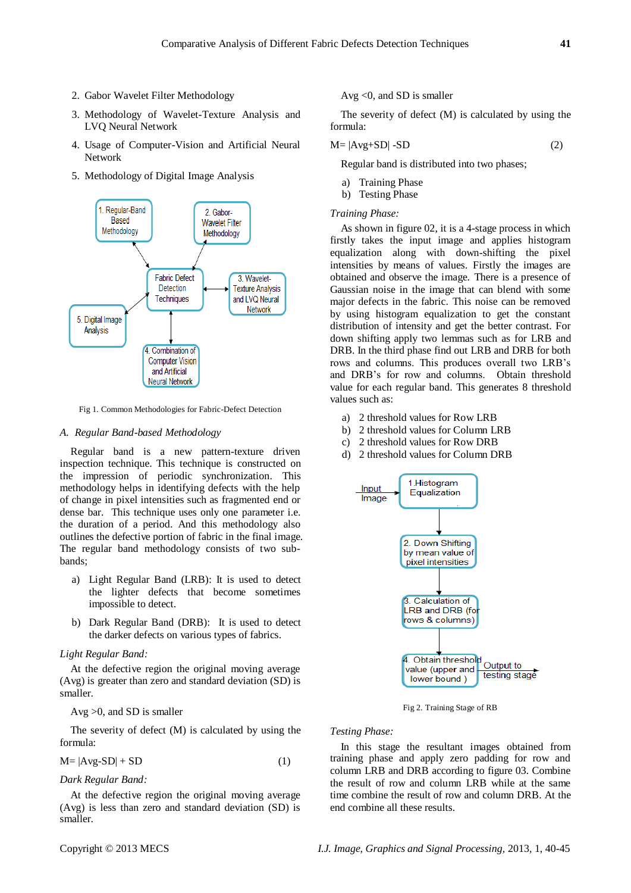2. Gabor Wavelet Filter Methodology
3. Methodology of Wavelet-Texture Analysis and LVQ Neural Network
4. Usage of Computer-Vision and Artificial Neural Network
5. Methodology of Digital Image Analysis

Fig 1. Common Methodologies for Fabric-Defect Detection

### A. *Regular Band-based Methodology*

Regular band is a new pattern-texture driven inspection technique. This technique is constructed on the impression of periodic synchronization. This methodology helps in identifying defects with the help of change in pixel intensities such as fragmented end or dense bar. This technique uses only one parameter i.e. the duration of a period. And this methodology also outlines the defective portion of fabric in the final image. The regular band methodology consists of two sub-bands;

a) Light Regular Band (LRB): It is used to detect the lighter defects that become sometimes impossible to detect.

b) Dark Regular Band (DRB): It is used to detect the darker defects on various types of fabrics.

*Light Regular Band:*

At the defective region the original moving average (Avg) is greater than zero and standard deviation (SD) is smaller.

Avg >0, and SD is smaller

The severity of defect (M) is calculated by using the formula:

$$M= |Avg-SD| + SD \tag{1}$$

*Dark Regular Band:*

At the defective region the original moving average (Avg) is less than zero and standard deviation (SD) is smaller.

Avg <0, and SD is smaller

The severity of defect (M) is calculated by using the formula:

$$M= |Avg+SD| -SD \tag{2}$$

Regular band is distributed into two phases;

a) Training Phase
b) Testing Phase

*Training Phase:*

As shown in figure 02, it is a 4-stage process in which firstly takes the input image and applies histogram equalization along with down-shifting the pixel intensities by means of values. Firstly the images are obtained and observe the image. There is a presence of Gaussian noise in the image that can blend with some major defects in the fabric. This noise can be removed by using histogram equalization to get the constant distribution of intensity and get the better contrast. For down shifting apply two lemmas such as for LRB and DRB. In the third phase find out LRB and DRB for both rows and columns. This produces overall two LRB's and DRB's for row and columns. Obtain threshold value for each regular band. This generates 8 threshold values such as:

a) 2 threshold values for Row LRB
b) 2 threshold values for Column LRB
c) 2 threshold values for Row DRB
d) 2 threshold values for Column DRB

Fig 2. Training Stage of RB

*Testing Phase:*

In this stage the resultant images obtained from training phase and apply zero padding for row and column LRB and DRB according to figure 03. Combine the result of row and column LRB while at the same time combine the result of row and column DRB. At the end combine all these results.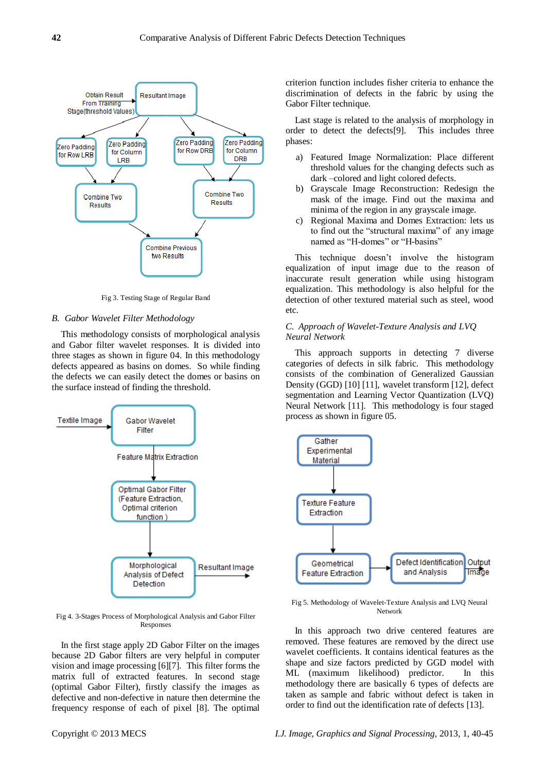Fig 3. Testing Stage of Regular Band

### B. Gabor Wavelet Filter Methodology

This methodology consists of morphological analysis and Gabor filter wavelet responses. It is divided into three stages as shown in figure 04. In this methodology defects appeared as basins on domes. So while finding the defects we can easily detect the domes or basins on the surface instead of finding the threshold.

Fig 4. 3-Stages Process of Morphological Analysis and Gabor Filter Responses

In the first stage apply 2D Gabor Filter on the images because 2D Gabor filters are very helpful in computer vision and image processing [6][7]. This filter forms the matrix full of extracted features. In second stage (optimal Gabor Filter), firstly classify the images as defective and non-defective in nature then determine the frequency response of each of pixel [8]. The optimal criterion function includes fisher criteria to enhance the discrimination of defects in the fabric by using the Gabor Filter technique.

Last stage is related to the analysis of morphology in order to detect the defects[9]. This includes three phases:

a) Featured Image Normalization: Place different threshold values for the changing defects such as dark –colored and light colored defects.
b) Grayscale Image Reconstruction: Redesign the mask of the image. Find out the maxima and minima of the region in any grayscale image.
c) Regional Maxima and Domes Extraction: lets us to find out the "structural maxima" of any image named as "H-domes" or "H-basins"

This technique doesn't involve the histogram equalization of input image due to the reason of inaccurate result generation while using histogram equalization. This methodology is also helpful for the detection of other textured material such as steel, wood etc.

### C. Approach of Wavelet-Texture Analysis and LVQ Neural Network

This approach supports in detecting 7 diverse categories of defects in silk fabric. This methodology consists of the combination of Generalized Gaussian Density (GGD) [10] [11], wavelet transform [12], defect segmentation and Learning Vector Quantization (LVQ) Neural Network [11]. This methodology is four staged process as shown in figure 05.

Fig 5. Methodology of Wavelet-Texture Analysis and LVQ Neural Network

In this approach two drive centered features are removed. These features are removed by the direct use wavelet coefficients. It contains identical features as the shape and size factors predicted by GGD model with ML (maximum likelihood) predictor. In this methodology there are basically 6 types of defects are taken as sample and fabric without defect is taken in order to find out the identification rate of defects [13].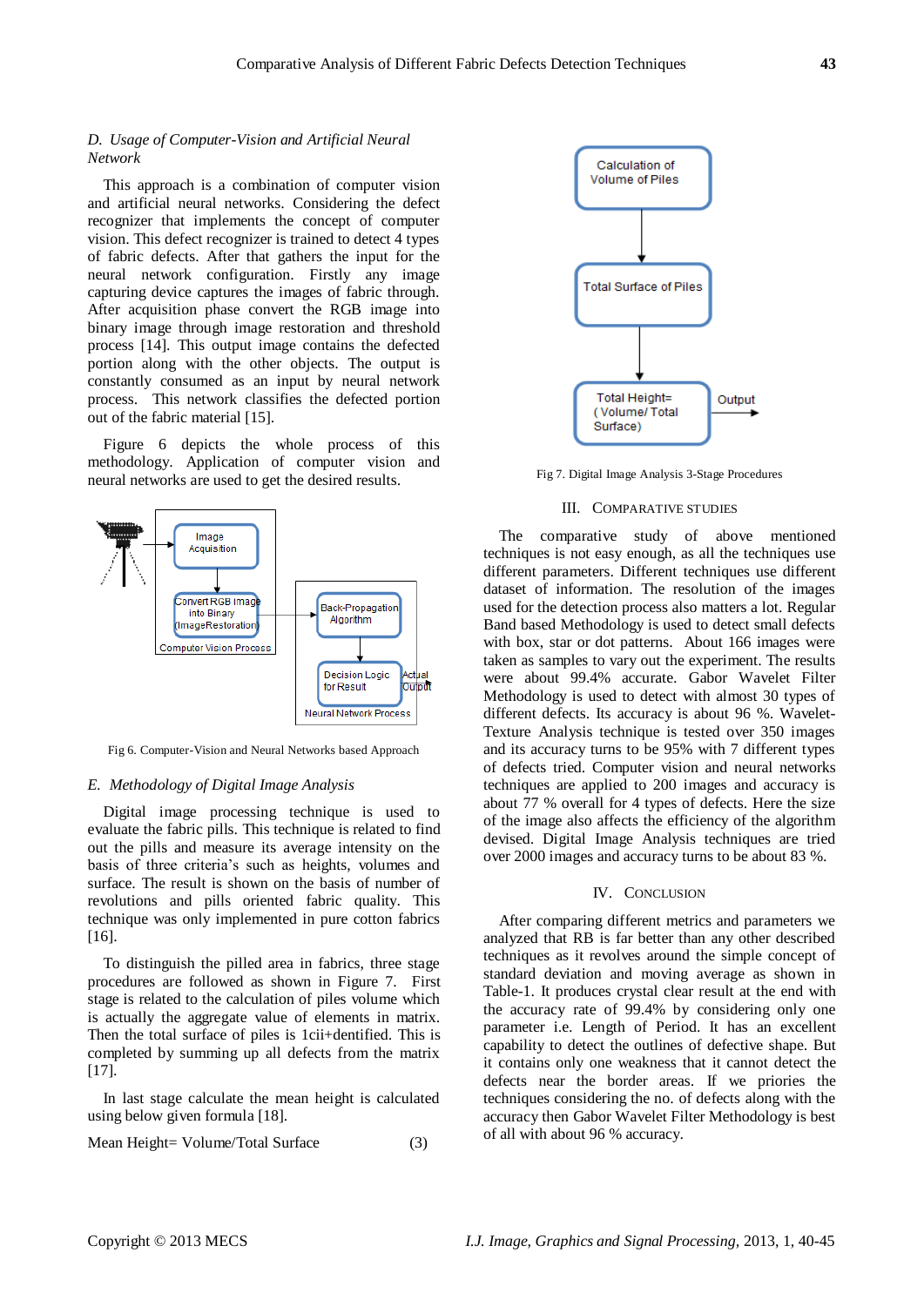### D. Usage of Computer-Vision and Artificial Neural Network

This approach is a combination of computer vision and artificial neural networks. Considering the defect recognizer that implements the concept of computer vision. This defect recognizer is trained to detect 4 types of fabric defects. After that gathers the input for the neural network configuration. Firstly any image capturing device captures the images of fabric through. After acquisition phase convert the RGB image into binary image through image restoration and threshold process [14]. This output image contains the defected portion along with the other objects. The output is constantly consumed as an input by neural network process. This network classifies the defected portion out of the fabric material [15].

Figure 6 depicts the whole process of this methodology. Application of computer vision and neural networks are used to get the desired results.

Fig 6. Computer-Vision and Neural Networks based Approach

### E. Methodology of Digital Image Analysis

Digital image processing technique is used to evaluate the fabric pills. This technique is related to find out the pills and measure its average intensity on the basis of three criteria's such as heights, volumes and surface. The result is shown on the basis of number of revolutions and pills oriented fabric quality. This technique was only implemented in pure cotton fabrics [16].

To distinguish the pilled area in fabrics, three stage procedures are followed as shown in Figure 7. First stage is related to the calculation of piles volume which is actually the aggregate value of elements in matrix. Then the total surface of piles is 1cii+dentified. This is completed by summing up all defects from the matrix [17].

In last stage calculate the mean height is calculated using below given formula [18].

$$\text{Mean Height} = \text{Volume/Total Surface} \quad (3)$$

Fig 7. Digital Image Analysis 3-Stage Procedures

## III. Comparative Studies

The comparative study of above mentioned techniques is not easy enough, as all the techniques use different parameters. Different techniques use different dataset of information. The resolution of the images used for the detection process also matters a lot. Regular Band based Methodology is used to detect small defects with box, star or dot patterns. About 166 images were taken as samples to vary out the experiment. The results were about 99.4% accurate. Gabor Wavelet Filter Methodology is used to detect with almost 30 types of different defects. Its accuracy is about 96 %. Wavelet-Texture Analysis technique is tested over 350 images and its accuracy turns to be 95% with 7 different types of defects tried. Computer vision and neural networks techniques are applied to 200 images and accuracy is about 77 % overall for 4 types of defects. Here the size of the image also affects the efficiency of the algorithm devised. Digital Image Analysis techniques are tried over 2000 images and accuracy turns to be about 83 %.

## IV. Conclusion

After comparing different metrics and parameters we analyzed that RB is far better than any other described techniques as it revolves around the simple concept of standard deviation and moving average as shown in Table-1. It produces crystal clear result at the end with the accuracy rate of 99.4% by considering only one parameter i.e. Length of Period. It has an excellent capability to detect the outlines of defective shape. But it contains only one weakness that it cannot detect the defects near the border areas. If we priories the techniques considering the no. of defects along with the accuracy then Gabor Wavelet Filter Methodology is best of all with about 96 % accuracy.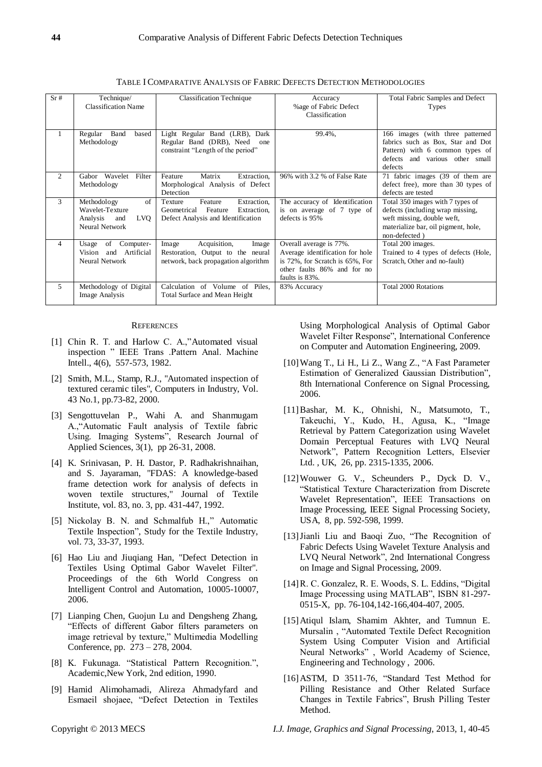TABLE I COMPARATIVE ANALYSIS OF FABRIC DEFECTS DETECTION METHODOLOGIES

| Sr # | Technique/ Classification Name | Classification Technique | Accuracy %age of Fabric Defect Classification | Total Fabric Samples and Defect Types |
|---|---|---|---|---|
| 1 | Regular Band based Methodology | Light Regular Band (LRB), Dark Regular Band (DRB), Need one constraint "Length of the period" | 99.4%, | 166 images (with three patterned fabrics such as Box, Star and Dot Pattern) with 6 common types of defects and various other small defects |
| 2 | Gabor Wavelet Filter Methodology | Feature Matrix Extraction, Morphological Analysis of Defect Detection | 96% with 3.2 % of False Rate | 71 fabric images (39 of them are defect free), more than 30 types of defects are tested |
| 3 | Methodology of Wavelet-Texture Analysis and LVQ Neural Network | Texture Feature Extraction, Geometrical Feature Extraction, Defect Analysis and Identification | The accuracy of Identification is on average of 7 type of defects is 95% | Total 350 images with 7 types of defects (including wrap missing, weft missing, double weft, materialize bar, oil pigment, hole, non-defected ) |
| 4 | Usage of Computer-Vision and Artificial Neural Network | Image Acquisition, Image Restoration, Output to the neural network, back propagation algorithm | Overall average is 77%. Average identification for hole is 72%, for Scratch is 65%, For other faults 86% and for no faults is 83%. | Total 200 images. Trained to 4 types of defects (Hole, Scratch, Other and no-fault) |
| 5 | Methodology of Digital Image Analysis | Calculation of Volume of Piles, Total Surface and Mean Height | 83% Accuracy | Total 2000 Rotations |

## REFERENCES

[1] Chin R. T. and Harlow C. A.,"Automated visual inspection " IEEE Trans .Pattern Anal. Machine Intell., 4(6), 557-573, 1982.

[2] Smith, M.L., Stamp, R.J., "Automated inspection of textured ceramic tiles", Computers in Industry, Vol. 43 No.1, pp.73-82, 2000.

[3] Sengottuvelan P., Wahi A. and Shanmugam A.,"Automatic Fault analysis of Textile fabric Using. Imaging Systems", Research Journal of Applied Sciences, 3(1), pp 26-31, 2008.

[4] K. Srinivasan, P. H. Dastor, P. Radhakrishnaihan, and S. Jayaraman, "FDAS: A knowledge-based frame detection work for analysis of defects in woven textile structures," Journal of Textile Institute, vol. 83, no. 3, pp. 431-447, 1992.

[5] Nickolay B. N. and Schmalfub H.," Automatic Textile Inspection", Study for the Textile Industry, vol. 73, 33-37, 1993.

[6] Hao Liu and Jiuqiang Han, "Defect Detection in Textiles Using Optimal Gabor Wavelet Filter". Proceedings of the 6th World Congress on Intelligent Control and Automation, 10005-10007, 2006.

[7] Lianping Chen, Guojun Lu and Dengsheng Zhang, "Effects of different Gabor filters parameters on image retrieval by texture," Multimedia Modelling Conference, pp. 273 – 278, 2004.

[8] K. Fukunaga. "Statistical Pattern Recognition.", Academic,New York, 2nd edition, 1990.

[9] Hamid Alimohamadi, Alireza Ahmadyfard and Esmaeil shojaee, "Defect Detection in Textiles Using Morphological Analysis of Optimal Gabor Wavelet Filter Response", International Conference on Computer and Automation Engineering, 2009.

[10] Wang T., Li H., Li Z., Wang Z., "A Fast Parameter Estimation of Generalized Gaussian Distribution", 8th International Conference on Signal Processing, 2006.

[11] Bashar, M. K., Ohnishi, N., Matsumoto, T., Takeuchi, Y., Kudo, H., Agusa, K., "Image Retrieval by Pattern Categorization using Wavelet Domain Perceptual Features with LVQ Neural Network", Pattern Recognition Letters, Elsevier Ltd. , UK, 26, pp. 2315-1335, 2006.

[12] Wouwer G. V., Scheunders P., Dyck D. V., "Statistical Texture Characterization from Discrete Wavelet Representation", IEEE Transactions on Image Processing, IEEE Signal Processing Society, USA, 8, pp. 592-598, 1999.

[13] Jianli Liu and Baoqi Zuo, "The Recognition of Fabric Defects Using Wavelet Texture Analysis and LVQ Neural Network", 2nd International Congress on Image and Signal Processing, 2009.

[14] R. C. Gonzalez, R. E. Woods, S. L. Eddins, "Digital Image Processing using MATLAB", ISBN 81-297-0515-X, pp. 76-104,142-166,404-407, 2005.

[15] Atiqul Islam, Shamim Akhter, and Tumnun E. Mursalin , "Automated Textile Defect Recognition System Using Computer Vision and Artificial Neural Networks" , World Academy of Science, Engineering and Technology , 2006.

[16] ASTM, D 3511-76, "Standard Test Method for Pilling Resistance and Other Related Surface Changes in Textile Fabrics", Brush Pilling Tester Method.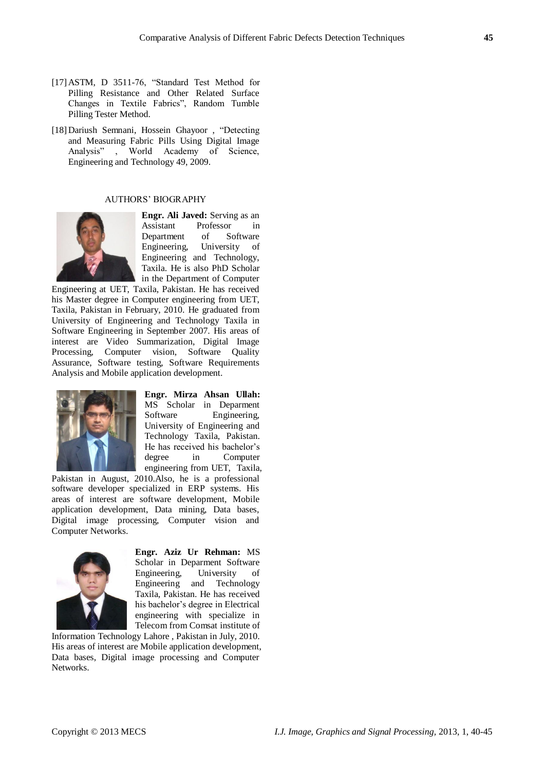[17] ASTM, D 3511-76, "Standard Test Method for Pilling Resistance and Other Related Surface Changes in Textile Fabrics", Random Tumble Pilling Tester Method.

[18] Dariush Semnani, Hossein Ghayoor , "Detecting and Measuring Fabric Pills Using Digital Image Analysis" , World Academy of Science, Engineering and Technology 49, 2009.

## AUTHORS' BIOGRAPHY

**Engr. Ali Javed:** Serving as an Assistant Professor in Department of Software Engineering, University of Engineering and Technology, Taxila. He is also PhD Scholar in the Department of Computer Engineering at UET, Taxila, Pakistan. He has received his Master degree in Computer engineering from UET, Taxila, Pakistan in February, 2010. He graduated from University of Engineering and Technology Taxila in Software Engineering in September 2007. His areas of interest are Video Summarization, Digital Image Processing, Computer vision, Software Quality Assurance, Software testing, Software Requirements Analysis and Mobile application development.

**Engr. Mirza Ahsan Ullah:** MS Scholar in Deparment Software Engineering, University of Engineering and Technology Taxila, Pakistan. He has received his bachelor's degree in Computer engineering from UET, Taxila, Pakistan in August, 2010.Also, he is a professional software developer specialized in ERP systems. His areas of interest are software development, Mobile application development, Data mining, Data bases, Digital image processing, Computer vision and Computer Networks.

**Engr. Aziz Ur Rehman:** MS Scholar in Deparment Software Engineering, University of Engineering and Technology Taxila, Pakistan. He has received his bachelor's degree in Electrical engineering with specialize in Telecom from Comsat institute of Information Technology Lahore , Pakistan in July, 2010. His areas of interest are Mobile application development, Data bases, Digital image processing and Computer Networks.